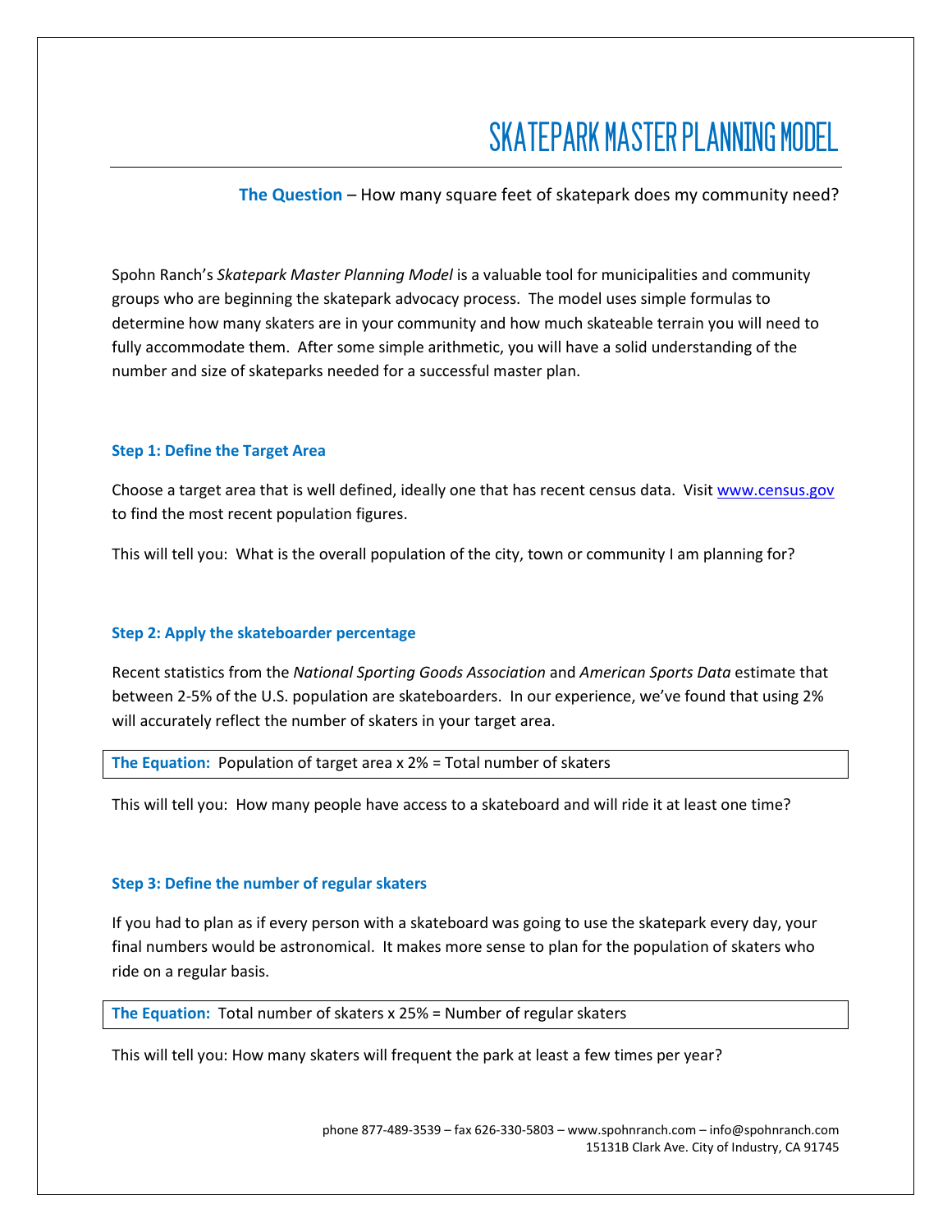# SKATEPARK MASTER PLANNING MODEL

**The Question** – How many square feet of skatepark does my community need?

Spohn Ranch's *Skatepark Master Planning Model* is a valuable tool for municipalities and community groups who are beginning the skatepark advocacy process. The model uses simple formulas to determine how many skaters are in your community and how much skateable terrain you will need to fully accommodate them. After some simple arithmetic, you will have a solid understanding of the number and size of skateparks needed for a successful master plan.

### Step 1: Define the Target Area

Choose a target area that is well defined, ideally one that has recent census data. Visit www.census.gov to find the most recent population figures.

This will tell you: What is the overall population of the city, town or community I am planning for?

### Step 2: Apply the skateboarder percentage

Recent statistics from the *National Sporting Goods Association* and *American Sports Data* estimate that between 2-5% of the U.S. population are skateboarders. In our experience, we've found that using 2% will accurately reflect the number of skaters in your target area.

**The Equation:** Population of target area x 2% = Total number of skaters

This will tell you: How many people have access to a skateboard and will ride it at least one time?

### Step 3: Define the number of regular skaters

If you had to plan as if every person with a skateboard was going to use the skatepark every day, your final numbers would be astronomical. It makes more sense to plan for the population of skaters who ride on a regular basis.

**The Equation:** Total number of skaters x 25% = Number of regular skaters

This will tell you: How many skaters will frequent the park at least a few times per year?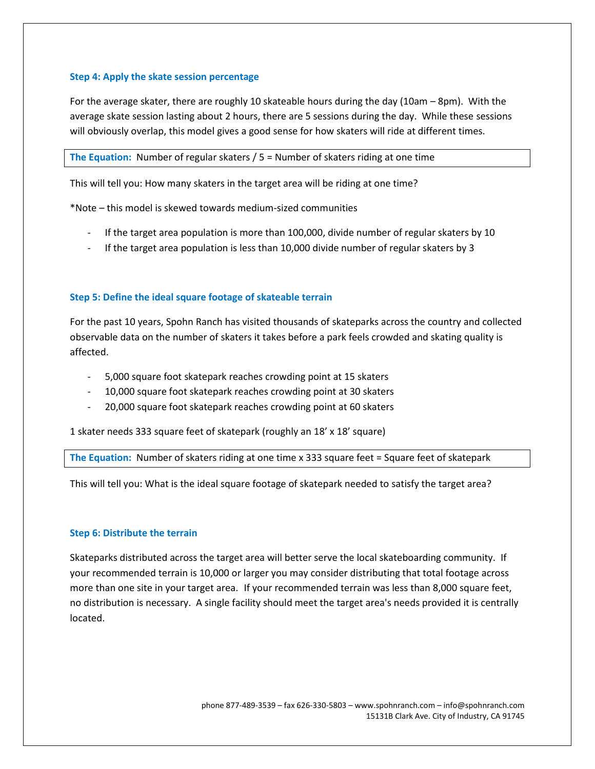### Step 4: Apply the skate session percentage

For the average skater, there are roughly 10 skateable hours during the day (10am – 8pm). With the average skate session lasting about 2 hours, there are 5 sessions during the day. While these sessions will obviously overlap, this model gives a good sense for how skaters will ride at different times.

**The Equation:** Number of regular skaters / 5 = Number of skaters riding at one time

This will tell you: How many skaters in the target area will be riding at one time?

*Note – this model is skewed towards medium-sized communities

- If the target area population is more than 100,000, divide number of regular skaters by 10
- If the target area population is less than 10,000 divide number of regular skaters by 3

### Step 5: Define the ideal square footage of skateable terrain

For the past 10 years, Spohn Ranch has visited thousands of skateparks across the country and collected observable data on the number of skaters it takes before a park feels crowded and skating quality is affected.

- 5,000 square foot skatepark reaches crowding point at 15 skaters
- 10,000 square foot skatepark reaches crowding point at 30 skaters
- 20,000 square foot skatepark reaches crowding point at 60 skaters

1 skater needs 333 square feet of skatepark (roughly an 18' x 18' square)

**The Equation:** Number of skaters riding at one time x 333 square feet = Square feet of skatepark

This will tell you: What is the ideal square footage of skatepark needed to satisfy the target area?

### Step 6: Distribute the terrain

Skateparks distributed across the target area will better serve the local skateboarding community. If your recommended terrain is 10,000 or larger you may consider distributing that total footage across more than one site in your target area. If your recommended terrain was less than 8,000 square feet, no distribution is necessary. A single facility should meet the target area's needs provided it is centrally located.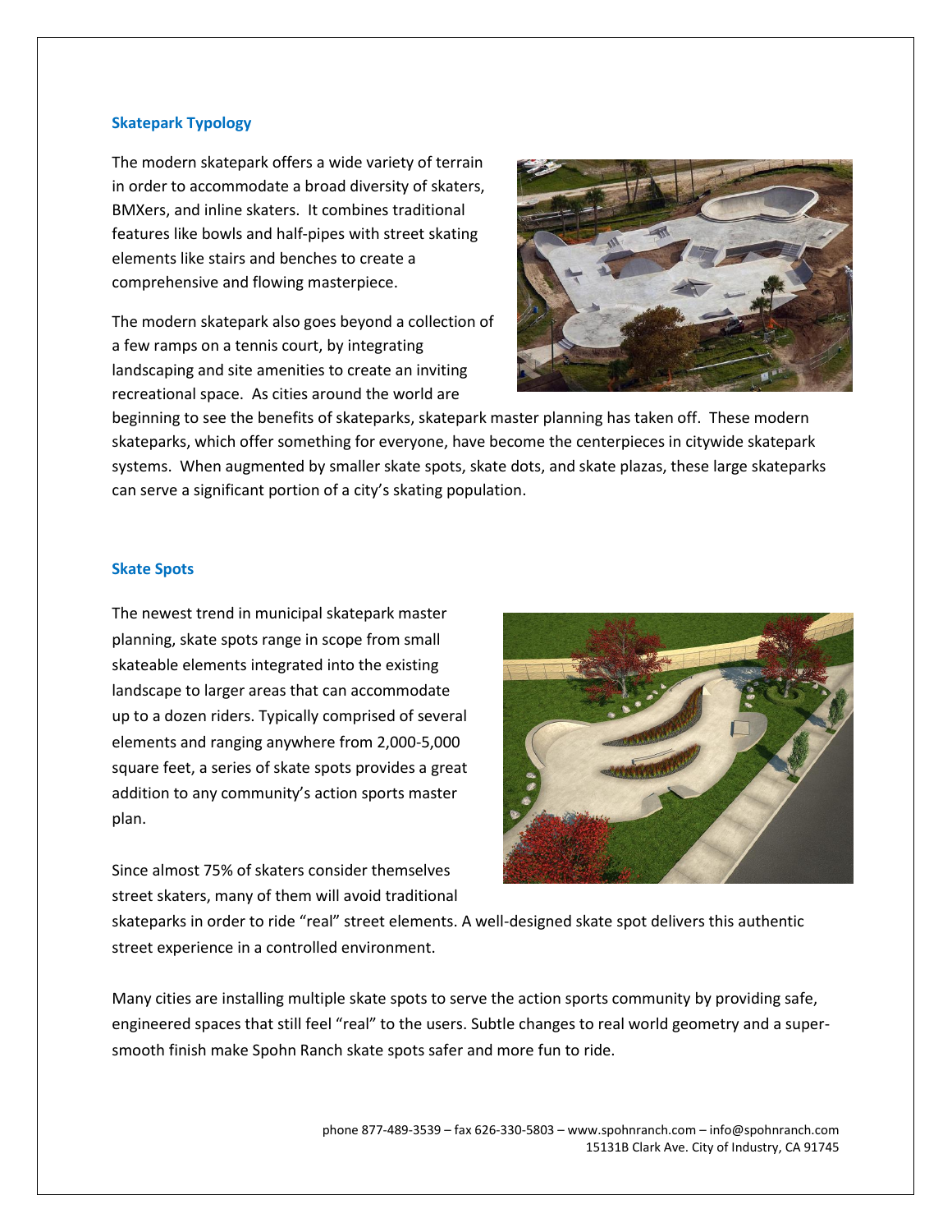### Skatepark Typology

The modern skatepark offers a wide variety of terrain in order to accommodate a broad diversity of skaters, BMXers, and inline skaters. It combines traditional features like bowls and half-pipes with street skating elements like stairs and benches to create a comprehensive and flowing masterpiece.

The modern skatepark also goes beyond a collection of a few ramps on a tennis court, by integrating landscaping and site amenities to create an inviting recreational space. As cities around the world are beginning to see the benefits of skateparks, skatepark master planning has taken off. These modern skateparks, which offer something for everyone, have become the centerpieces in citywide skatepark systems. When augmented by smaller skate spots, skate dots, and skate plazas, these large skateparks can serve a significant portion of a city's skating population.

### Skate Spots

The newest trend in municipal skatepark master planning, skate spots range in scope from small skateable elements integrated into the existing landscape to larger areas that can accommodate up to a dozen riders. Typically comprised of several elements and ranging anywhere from 2,000-5,000 square feet, a series of skate spots provides a great addition to any community's action sports master plan.

Since almost 75% of skaters consider themselves street skaters, many of them will avoid traditional skateparks in order to ride "real" street elements. A well-designed skate spot delivers this authentic street experience in a controlled environment.

Many cities are installing multiple skate spots to serve the action sports community by providing safe, engineered spaces that still feel "real" to the users. Subtle changes to real world geometry and a super-smooth finish make Spohn Ranch skate spots safer and more fun to ride.

phone 877-489-3539 – fax 626-330-5803 – www.spohnranch.com – info@spohnranch.com
15131B Clark Ave. City of Industry, CA 91745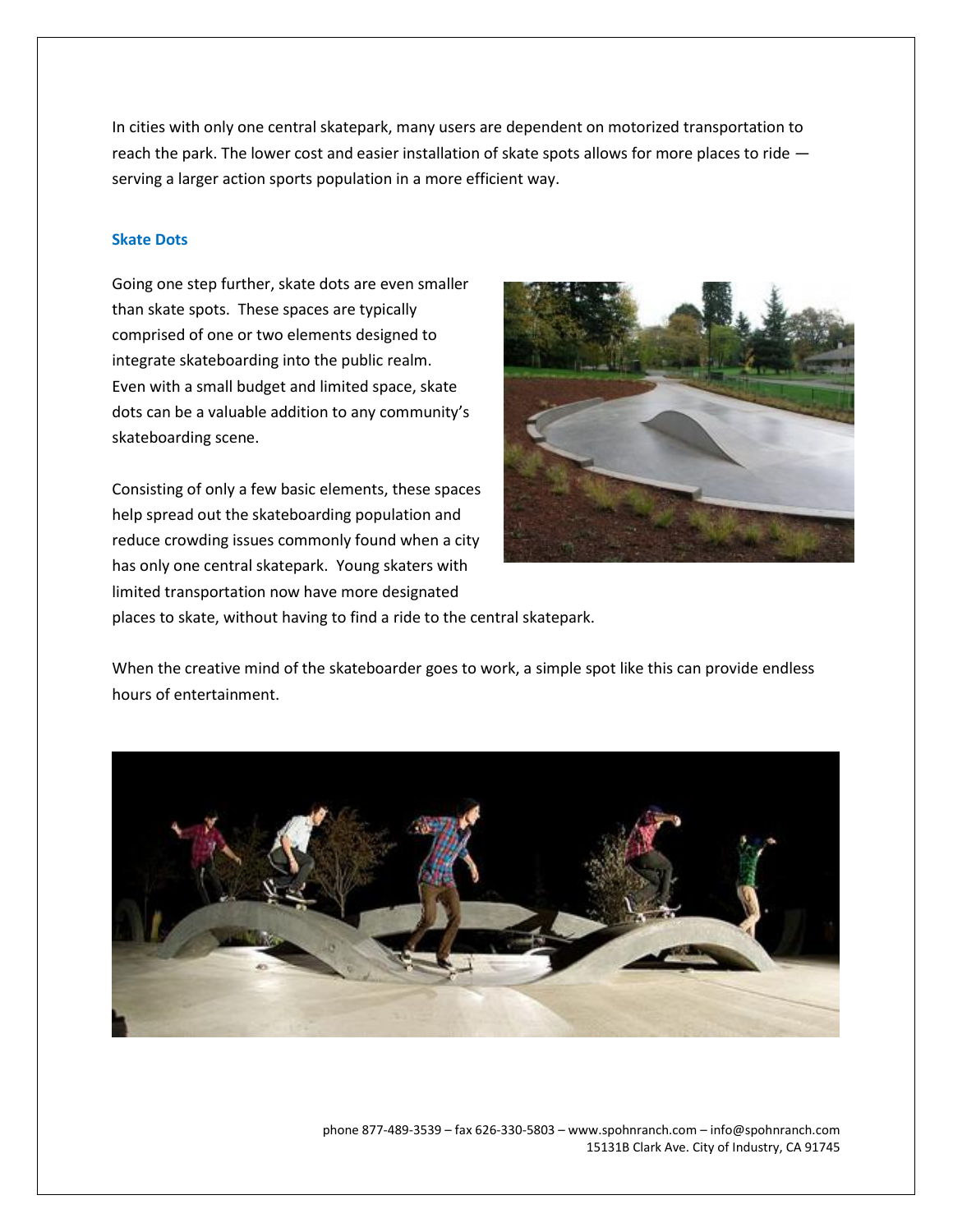In cities with only one central skatepark, many users are dependent on motorized transportation to reach the park. The lower cost and easier installation of skate spots allows for more places to ride — serving a larger action sports population in a more efficient way.

### Skate Dots

Going one step further, skate dots are even smaller than skate spots. These spaces are typically comprised of one or two elements designed to integrate skateboarding into the public realm. Even with a small budget and limited space, skate dots can be a valuable addition to any community's skateboarding scene.

Consisting of only a few basic elements, these spaces help spread out the skateboarding population and reduce crowding issues commonly found when a city has only one central skatepark. Young skaters with limited transportation now have more designated places to skate, without having to find a ride to the central skatepark.

When the creative mind of the skateboarder goes to work, a simple spot like this can provide endless hours of entertainment.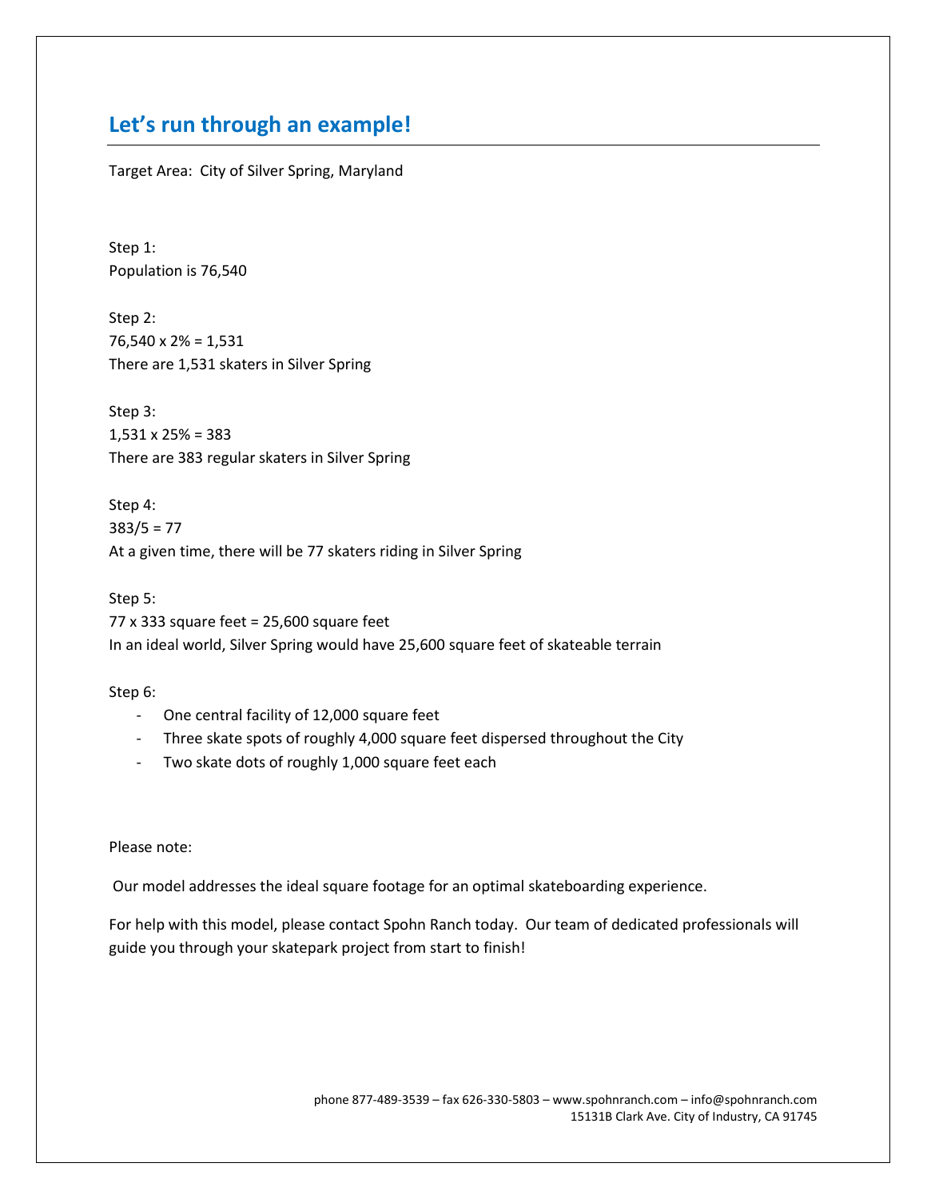## Let's run through an example!

Target Area: City of Silver Spring, Maryland

Step 1:
Population is 76,540

Step 2:
76,540 x 2% = 1,531
There are 1,531 skaters in Silver Spring

Step 3:
1,531 x 25% = 383
There are 383 regular skaters in Silver Spring

Step 4:
383/5 = 77
At a given time, there will be 77 skaters riding in Silver Spring

Step 5:
77 x 333 square feet = 25,600 square feet
In an ideal world, Silver Spring would have 25,600 square feet of skateable terrain

Step 6:

- One central facility of 12,000 square feet
- Three skate spots of roughly 4,000 square feet dispersed throughout the City
- Two skate dots of roughly 1,000 square feet each

Please note:

Our model addresses the ideal square footage for an optimal skateboarding experience.

For help with this model, please contact Spohn Ranch today. Our team of dedicated professionals will guide you through your skatepark project from start to finish!

phone 877-489-3539 – fax 626-330-5803 – www.spohnranch.com – info@spohnranch.com
15131B Clark Ave. City of Industry, CA 91745